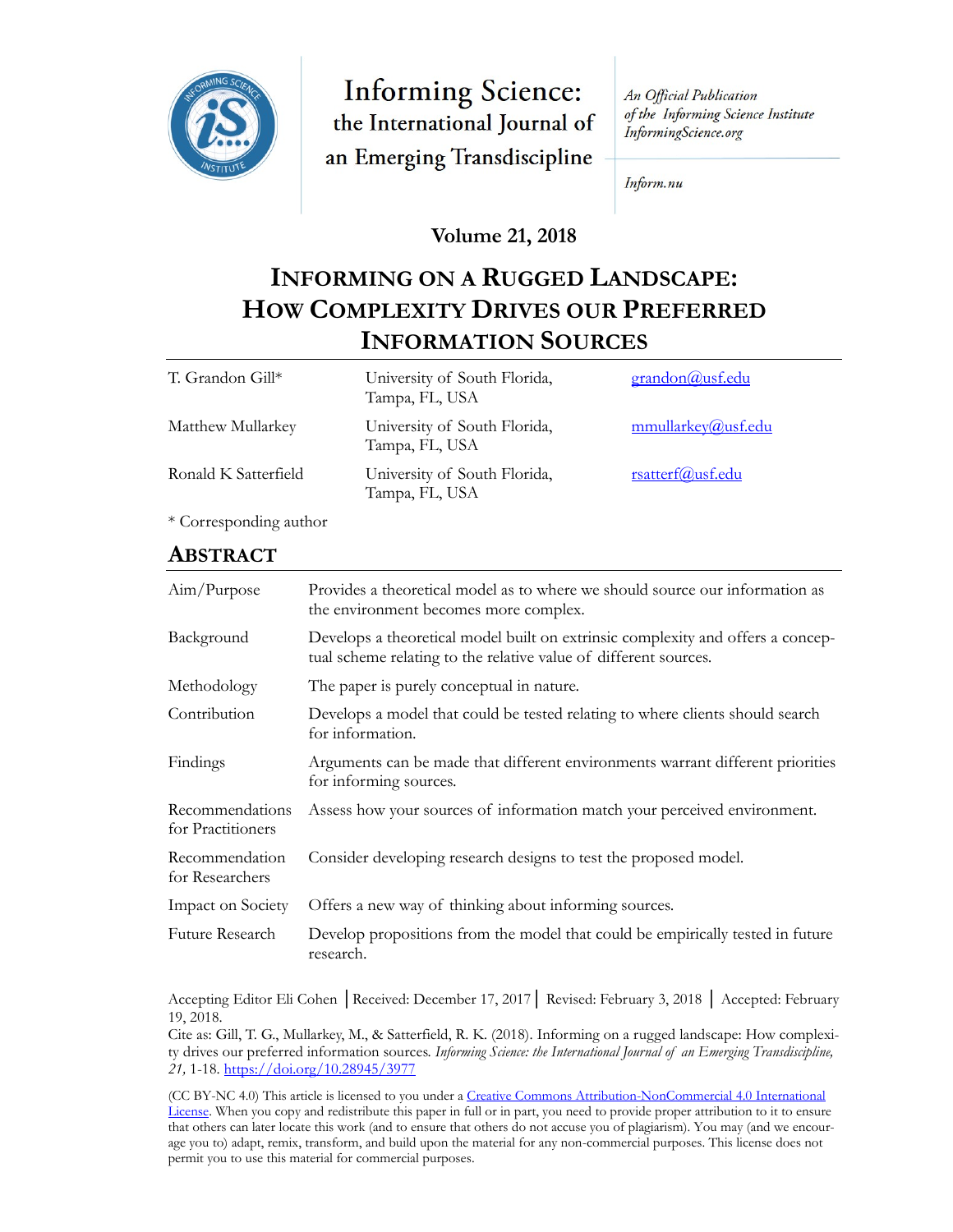Informing Science: the International Journal of an Emerging Transdiscipline

*An Official Publication of the Informing Science Institute*
*InformingScience.org*

*Inform.nu*

**Volume 21, 2018**

# INFORMING ON A RUGGED LANDSCAPE: HOW COMPLEXITY DRIVES OUR PREFERRED INFORMATION SOURCES

| | | |
|---|---|---|
| T. Grandon Gill* | University of South Florida, Tampa, FL, USA | grandon@usf.edu |
| Matthew Mullarkey | University of South Florida, Tampa, FL, USA | mmullarkey@usf.edu |
| Ronald K Satterfield | University of South Florida, Tampa, FL, USA | rsatterf@usf.edu |

\* Corresponding author

## ABSTRACT

| | |
|---|---|
| Aim/Purpose | Provides a theoretical model as to where we should source our information as the environment becomes more complex. |
| Background | Develops a theoretical model built on extrinsic complexity and offers a conceptual scheme relating to the relative value of different sources. |
| Methodology | The paper is purely conceptual in nature. |
| Contribution | Develops a model that could be tested relating to where clients should search for information. |
| Findings | Arguments can be made that different environments warrant different priorities for informing sources. |
| Recommendations for Practitioners | Assess how your sources of information match your perceived environment. |
| Recommendation for Researchers | Consider developing research designs to test the proposed model. |
| Impact on Society | Offers a new way of thinking about informing sources. |
| Future Research | Develop propositions from the model that could be empirically tested in future research. |

Accepting Editor Eli Cohen │ Received: December 17, 2017 │ Revised: February 3, 2018 │ Accepted: February 19, 2018.

Cite as: Gill, T. G., Mullarkey, M., & Satterfield, R. K. (2018). Informing on a rugged landscape: How complexity drives our preferred information sources. *Informing Science: the International Journal of an Emerging Transdiscipline, 21,* 1-18. https://doi.org/10.28945/3977

(CC BY-NC 4.0) This article is licensed to you under a Creative Commons Attribution-NonCommercial 4.0 International License. When you copy and redistribute this paper in full or in part, you need to provide proper attribution to it to ensure that others can later locate this work (and to ensure that others do not accuse you of plagiarism). You may (and we encourage you to) adapt, remix, transform, and build upon the material for any non-commercial purposes. This license does not permit you to use this material for commercial purposes.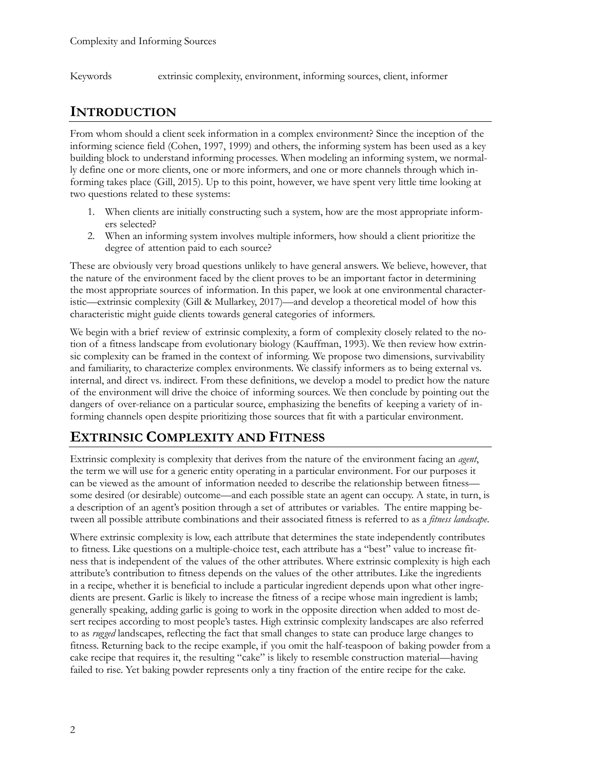Keywords extrinsic complexity, environment, informing sources, client, informer

## INTRODUCTION

From whom should a client seek information in a complex environment? Since the inception of the informing science field (Cohen, 1997, 1999) and others, the informing system has been used as a key building block to understand informing processes. When modeling an informing system, we normally define one or more clients, one or more informers, and one or more channels through which informing takes place (Gill, 2015). Up to this point, however, we have spent very little time looking at two questions related to these systems:

1. When clients are initially constructing such a system, how are the most appropriate informers selected?
2. When an informing system involves multiple informers, how should a client prioritize the degree of attention paid to each source?

These are obviously very broad questions unlikely to have general answers. We believe, however, that the nature of the environment faced by the client proves to be an important factor in determining the most appropriate sources of information. In this paper, we look at one environmental characteristic—extrinsic complexity (Gill & Mullarkey, 2017)—and develop a theoretical model of how this characteristic might guide clients towards general categories of informers.

We begin with a brief review of extrinsic complexity, a form of complexity closely related to the notion of a fitness landscape from evolutionary biology (Kauffman, 1993). We then review how extrinsic complexity can be framed in the context of informing. We propose two dimensions, survivability and familiarity, to characterize complex environments. We classify informers as to being external vs. internal, and direct vs. indirect. From these definitions, we develop a model to predict how the nature of the environment will drive the choice of informing sources. We then conclude by pointing out the dangers of over-reliance on a particular source, emphasizing the benefits of keeping a variety of informing channels open despite prioritizing those sources that fit with a particular environment.

## EXTRINSIC COMPLEXITY AND FITNESS

Extrinsic complexity is complexity that derives from the nature of the environment facing an *agent*, the term we will use for a generic entity operating in a particular environment. For our purposes it can be viewed as the amount of information needed to describe the relationship between fitness—some desired (or desirable) outcome—and each possible state an agent can occupy. A state, in turn, is a description of an agent's position through a set of attributes or variables. The entire mapping between all possible attribute combinations and their associated fitness is referred to as a *fitness landscape*.

Where extrinsic complexity is low, each attribute that determines the state independently contributes to fitness. Like questions on a multiple-choice test, each attribute has a "best" value to increase fitness that is independent of the values of the other attributes. Where extrinsic complexity is high each attribute's contribution to fitness depends on the values of the other attributes. Like the ingredients in a recipe, whether it is beneficial to include a particular ingredient depends upon what other ingredients are present. Garlic is likely to increase the fitness of a recipe whose main ingredient is lamb; generally speaking, adding garlic is going to work in the opposite direction when added to most dessert recipes according to most people's tastes. High extrinsic complexity landscapes are also referred to as *rugged* landscapes, reflecting the fact that small changes to state can produce large changes to fitness. Returning back to the recipe example, if you omit the half-teaspoon of baking powder from a cake recipe that requires it, the resulting "cake" is likely to resemble construction material—having failed to rise. Yet baking powder represents only a tiny fraction of the entire recipe for the cake.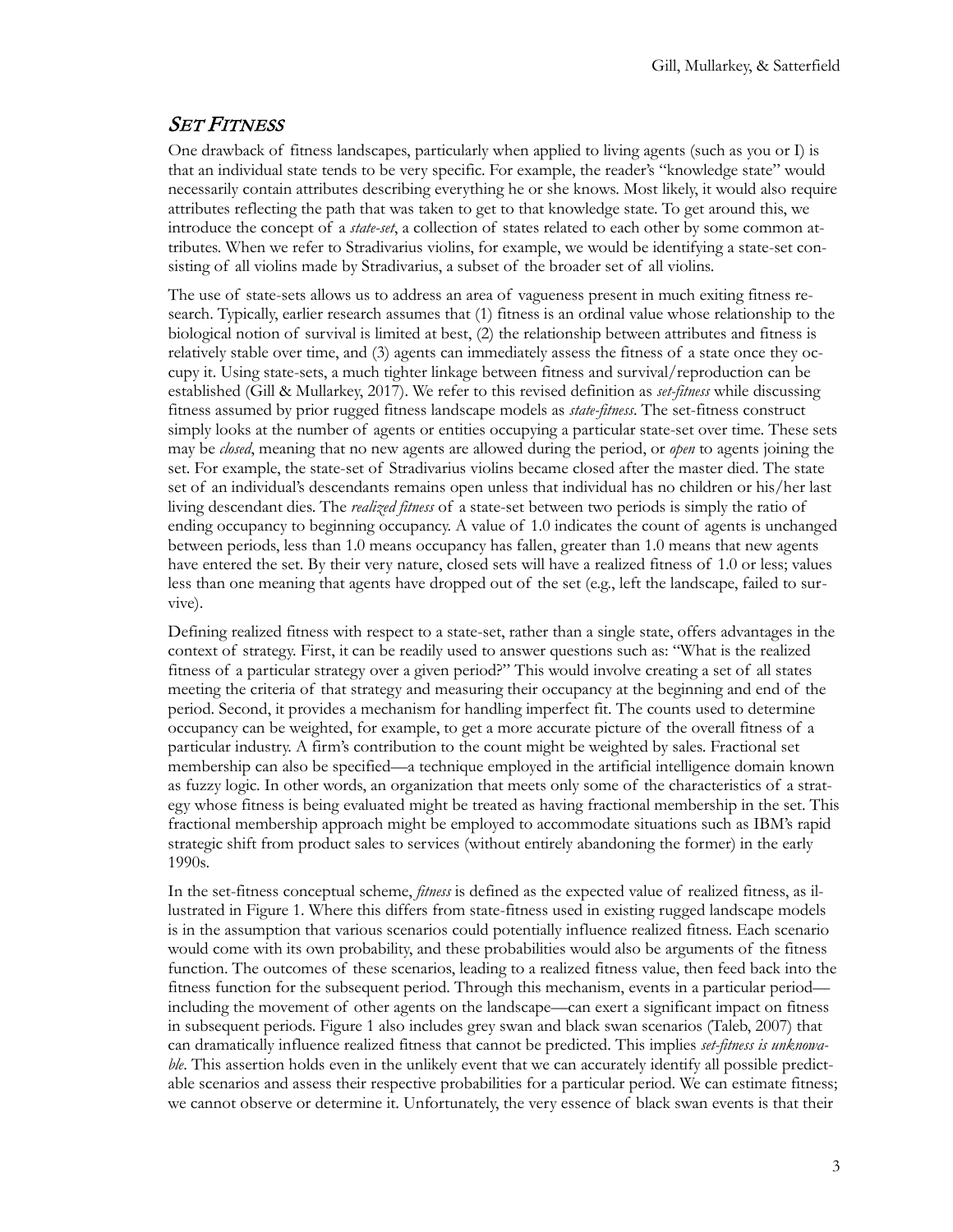## *Set Fitness*

One drawback of fitness landscapes, particularly when applied to living agents (such as you or I) is that an individual state tends to be very specific. For example, the reader's "knowledge state" would necessarily contain attributes describing everything he or she knows. Most likely, it would also require attributes reflecting the path that was taken to get to that knowledge state. To get around this, we introduce the concept of a *state-set*, a collection of states related to each other by some common attributes. When we refer to Stradivarius violins, for example, we would be identifying a state-set consisting of all violins made by Stradivarius, a subset of the broader set of all violins.

The use of state-sets allows us to address an area of vagueness present in much exiting fitness research. Typically, earlier research assumes that (1) fitness is an ordinal value whose relationship to the biological notion of survival is limited at best, (2) the relationship between attributes and fitness is relatively stable over time, and (3) agents can immediately assess the fitness of a state once they occupy it. Using state-sets, a much tighter linkage between fitness and survival/reproduction can be established (Gill & Mullarkey, 2017). We refer to this revised definition as *set-fitness* while discussing fitness assumed by prior rugged fitness landscape models as *state-fitness*. The set-fitness construct simply looks at the number of agents or entities occupying a particular state-set over time. These sets may be *closed*, meaning that no new agents are allowed during the period, or *open* to agents joining the set. For example, the state-set of Stradivarius violins became closed after the master died. The state set of an individual's descendants remains open unless that individual has no children or his/her last living descendant dies. The *realized fitness* of a state-set between two periods is simply the ratio of ending occupancy to beginning occupancy. A value of 1.0 indicates the count of agents is unchanged between periods, less than 1.0 means occupancy has fallen, greater than 1.0 means that new agents have entered the set. By their very nature, closed sets will have a realized fitness of 1.0 or less; values less than one meaning that agents have dropped out of the set (e.g., left the landscape, failed to survive).

Defining realized fitness with respect to a state-set, rather than a single state, offers advantages in the context of strategy. First, it can be readily used to answer questions such as: "What is the realized fitness of a particular strategy over a given period?" This would involve creating a set of all states meeting the criteria of that strategy and measuring their occupancy at the beginning and end of the period. Second, it provides a mechanism for handling imperfect fit. The counts used to determine occupancy can be weighted, for example, to get a more accurate picture of the overall fitness of a particular industry. A firm's contribution to the count might be weighted by sales. Fractional set membership can also be specified—a technique employed in the artificial intelligence domain known as fuzzy logic. In other words, an organization that meets only some of the characteristics of a strategy whose fitness is being evaluated might be treated as having fractional membership in the set. This fractional membership approach might be employed to accommodate situations such as IBM's rapid strategic shift from product sales to services (without entirely abandoning the former) in the early 1990s.

In the set-fitness conceptual scheme, *fitness* is defined as the expected value of realized fitness, as illustrated in Figure 1. Where this differs from state-fitness used in existing rugged landscape models is in the assumption that various scenarios could potentially influence realized fitness. Each scenario would come with its own probability, and these probabilities would also be arguments of the fitness function. The outcomes of these scenarios, leading to a realized fitness value, then feed back into the fitness function for the subsequent period. Through this mechanism, events in a particular period—including the movement of other agents on the landscape—can exert a significant impact on fitness in subsequent periods. Figure 1 also includes grey swan and black swan scenarios (Taleb, 2007) that can dramatically influence realized fitness that cannot be predicted. This implies *set-fitness is unknowable*. This assertion holds even in the unlikely event that we can accurately identify all possible predictable scenarios and assess their respective probabilities for a particular period. We can estimate fitness; we cannot observe or determine it. Unfortunately, the very essence of black swan events is that their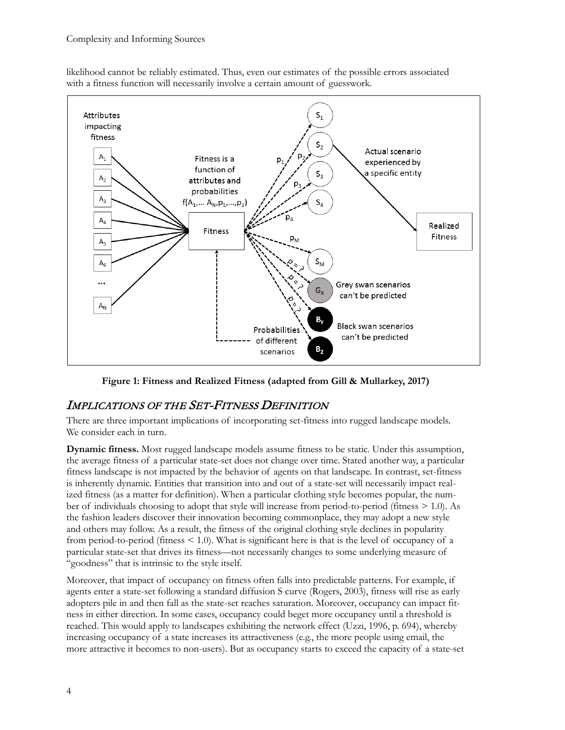likelihood cannot be reliably estimated. Thus, even our estimates of the possible errors associated with a fitness function will necessarily involve a certain amount of guesswork.

**Figure 1: Fitness and Realized Fitness (adapted from Gill & Mullarkey, 2017)**

## *Implications of the Set-Fitness Definition*

There are three important implications of incorporating set-fitness into rugged landscape models. We consider each in turn.

**Dynamic fitness.** Most rugged landscape models assume fitness to be static. Under this assumption, the average fitness of a particular state-set does not change over time. Stated another way, a particular fitness landscape is not impacted by the behavior of agents on that landscape. In contrast, set-fitness is inherently dynamic. Entities that transition into and out of a state-set will necessarily impact realized fitness (as a matter for definition). When a particular clothing style becomes popular, the number of individuals choosing to adopt that style will increase from period-to-period (fitness > 1.0). As the fashion leaders discover their innovation becoming commonplace, they may adopt a new style and others may follow. As a result, the fitness of the original clothing style declines in popularity from period-to-period (fitness < 1.0). What is significant here is that is the level of occupancy of a particular state-set that drives its fitness—not necessarily changes to some underlying measure of "goodness" that is intrinsic to the style itself.

Moreover, that impact of occupancy on fitness often falls into predictable patterns. For example, if agents enter a state-set following a standard diffusion S curve (Rogers, 2003), fitness will rise as early adopters pile in and then fall as the state-set reaches saturation. Moreover, occupancy can impact fitness in either direction. In some cases, occupancy could beget more occupancy until a threshold is reached. This would apply to landscapes exhibiting the network effect (Uzzi, 1996, p. 694), whereby increasing occupancy of a state increases its attractiveness (e.g., the more people using email, the more attractive it becomes to non-users). But as occupancy starts to exceed the capacity of a state-set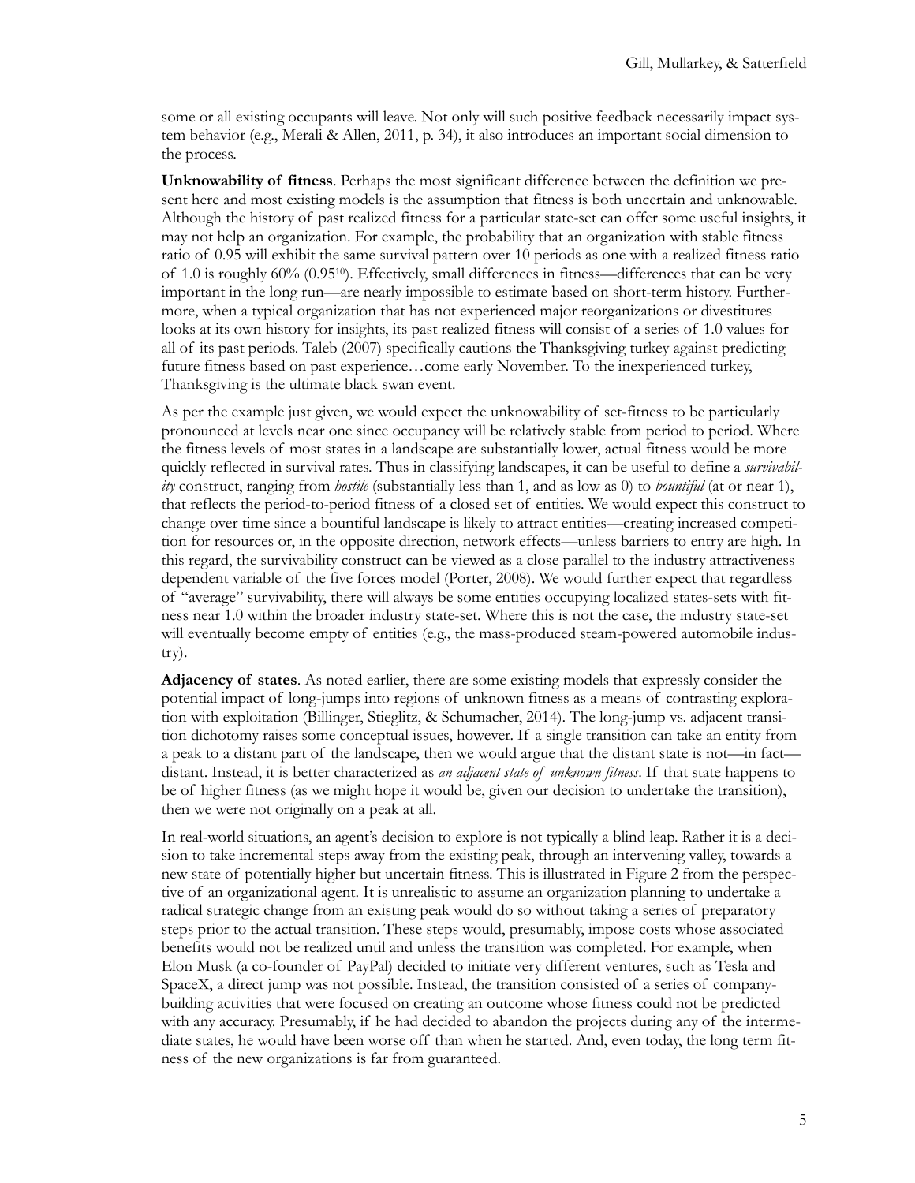some or all existing occupants will leave. Not only will such positive feedback necessarily impact system behavior (e.g., Merali & Allen, 2011, p. 34), it also introduces an important social dimension to the process.

**Unknowability of fitness**. Perhaps the most significant difference between the definition we present here and most existing models is the assumption that fitness is both uncertain and unknowable. Although the history of past realized fitness for a particular state-set can offer some useful insights, it may not help an organization. For example, the probability that an organization with stable fitness ratio of 0.95 will exhibit the same survival pattern over 10 periods as one with a realized fitness ratio of 1.0 is roughly 60% ($0.95^{10}$). Effectively, small differences in fitness—differences that can be very important in the long run—are nearly impossible to estimate based on short-term history. Furthermore, when a typical organization that has not experienced major reorganizations or divestitures looks at its own history for insights, its past realized fitness will consist of a series of 1.0 values for all of its past periods. Taleb (2007) specifically cautions the Thanksgiving turkey against predicting future fitness based on past experience…come early November. To the inexperienced turkey, Thanksgiving is the ultimate black swan event.

As per the example just given, we would expect the unknowability of set-fitness to be particularly pronounced at levels near one since occupancy will be relatively stable from period to period. Where the fitness levels of most states in a landscape are substantially lower, actual fitness would be more quickly reflected in survival rates. Thus in classifying landscapes, it can be useful to define a *survivability* construct, ranging from *hostile* (substantially less than 1, and as low as 0) to *bountiful* (at or near 1), that reflects the period-to-period fitness of a closed set of entities. We would expect this construct to change over time since a bountiful landscape is likely to attract entities—creating increased competition for resources or, in the opposite direction, network effects—unless barriers to entry are high. In this regard, the survivability construct can be viewed as a close parallel to the industry attractiveness dependent variable of the five forces model (Porter, 2008). We would further expect that regardless of "average" survivability, there will always be some entities occupying localized states-sets with fitness near 1.0 within the broader industry state-set. Where this is not the case, the industry state-set will eventually become empty of entities (e.g., the mass-produced steam-powered automobile industry).

**Adjacency of states**. As noted earlier, there are some existing models that expressly consider the potential impact of long-jumps into regions of unknown fitness as a means of contrasting exploration with exploitation (Billinger, Stieglitz, & Schumacher, 2014). The long-jump vs. adjacent transition dichotomy raises some conceptual issues, however. If a single transition can take an entity from a peak to a distant part of the landscape, then we would argue that the distant state is not—in fact—distant. Instead, it is better characterized as *an adjacent state of unknown fitness*. If that state happens to be of higher fitness (as we might hope it would be, given our decision to undertake the transition), then we were not originally on a peak at all.

In real-world situations, an agent's decision to explore is not typically a blind leap. Rather it is a decision to take incremental steps away from the existing peak, through an intervening valley, towards a new state of potentially higher but uncertain fitness. This is illustrated in Figure 2 from the perspective of an organizational agent. It is unrealistic to assume an organization planning to undertake a radical strategic change from an existing peak would do so without taking a series of preparatory steps prior to the actual transition. These steps would, presumably, impose costs whose associated benefits would not be realized until and unless the transition was completed. For example, when Elon Musk (a co-founder of PayPal) decided to initiate very different ventures, such as Tesla and SpaceX, a direct jump was not possible. Instead, the transition consisted of a series of company-building activities that were focused on creating an outcome whose fitness could not be predicted with any accuracy. Presumably, if he had decided to abandon the projects during any of the intermediate states, he would have been worse off than when he started. And, even today, the long term fitness of the new organizations is far from guaranteed.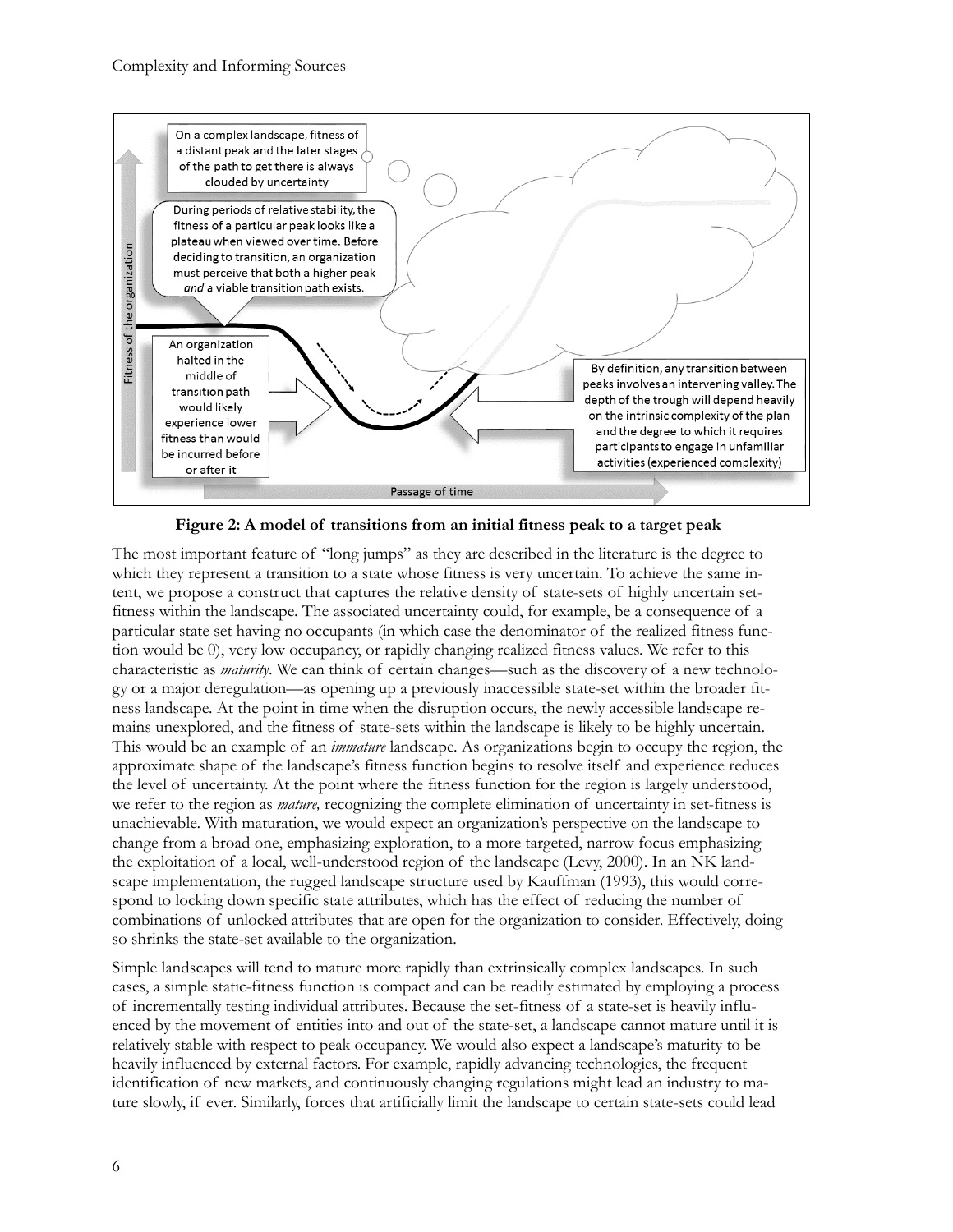Figure 2: A model of transitions from an initial fitness peak to a target peak

The most important feature of "long jumps" as they are described in the literature is the degree to which they represent a transition to a state whose fitness is very uncertain. To achieve the same intent, we propose a construct that captures the relative density of state-sets of highly uncertain set-fitness within the landscape. The associated uncertainty could, for example, be a consequence of a particular state set having no occupants (in which case the denominator of the realized fitness function would be 0), very low occupancy, or rapidly changing realized fitness values. We refer to this characteristic as *maturity*. We can think of certain changes—such as the discovery of a new technology or a major deregulation—as opening up a previously inaccessible state-set within the broader fitness landscape. At the point in time when the disruption occurs, the newly accessible landscape remains unexplored, and the fitness of state-sets within the landscape is likely to be highly uncertain. This would be an example of an *immature* landscape. As organizations begin to occupy the region, the approximate shape of the landscape's fitness function begins to resolve itself and experience reduces the level of uncertainty. At the point where the fitness function for the region is largely understood, we refer to the region as *mature,* recognizing the complete elimination of uncertainty in set-fitness is unachievable. With maturation, we would expect an organization's perspective on the landscape to change from a broad one, emphasizing exploration, to a more targeted, narrow focus emphasizing the exploitation of a local, well-understood region of the landscape (Levy, 2000). In an NK landscape implementation, the rugged landscape structure used by Kauffman (1993), this would correspond to locking down specific state attributes, which has the effect of reducing the number of combinations of unlocked attributes that are open for the organization to consider. Effectively, doing so shrinks the state-set available to the organization.

Simple landscapes will tend to mature more rapidly than extrinsically complex landscapes. In such cases, a simple static-fitness function is compact and can be readily estimated by employing a process of incrementally testing individual attributes. Because the set-fitness of a state-set is heavily influenced by the movement of entities into and out of the state-set, a landscape cannot mature until it is relatively stable with respect to peak occupancy. We would also expect a landscape's maturity to be heavily influenced by external factors. For example, rapidly advancing technologies, the frequent identification of new markets, and continuously changing regulations might lead an industry to mature slowly, if ever. Similarly, forces that artificially limit the landscape to certain state-sets could lead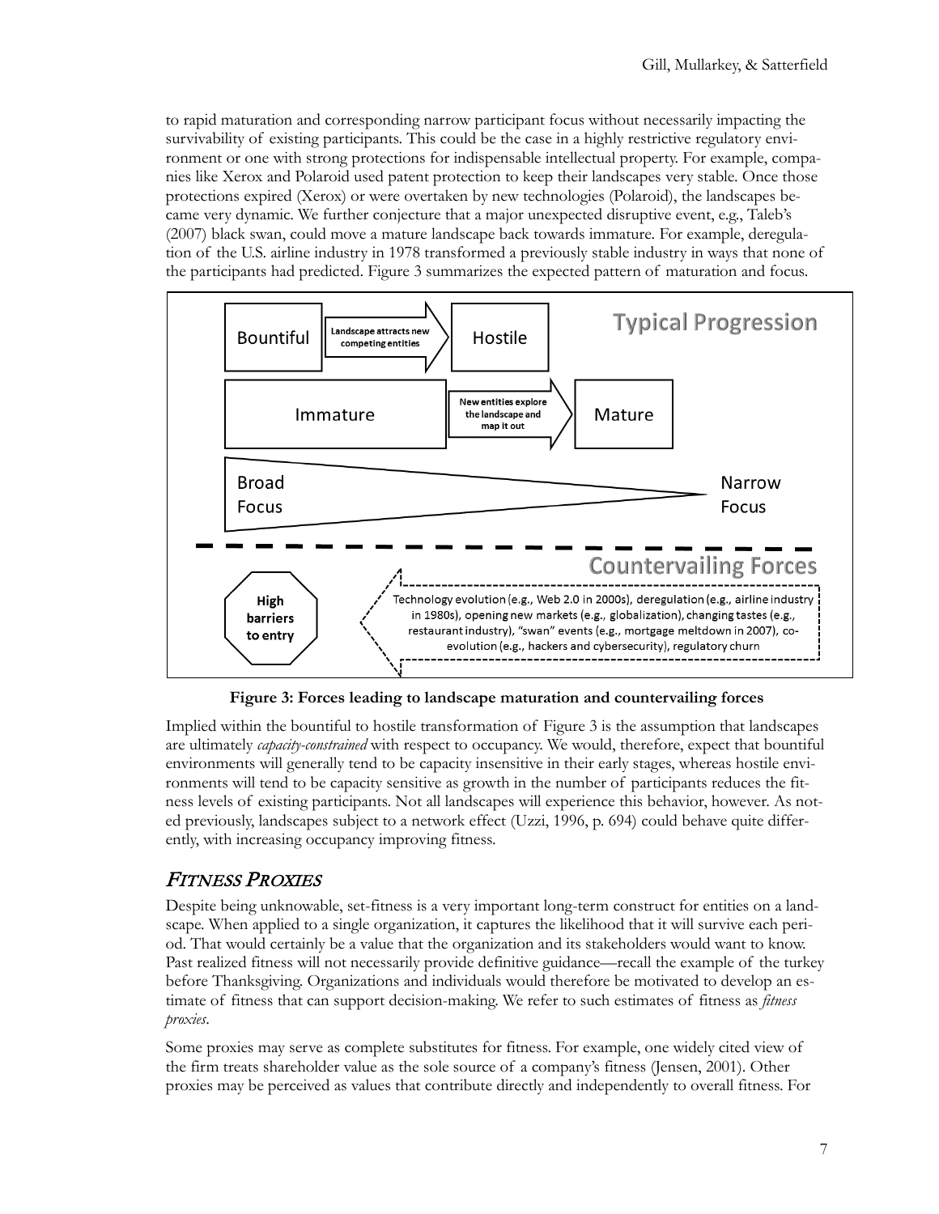to rapid maturation and corresponding narrow participant focus without necessarily impacting the survivability of existing participants. This could be the case in a highly restrictive regulatory environment or one with strong protections for indispensable intellectual property. For example, companies like Xerox and Polaroid used patent protection to keep their landscapes very stable. Once those protections expired (Xerox) or were overtaken by new technologies (Polaroid), the landscapes became very dynamic. We further conjecture that a major unexpected disruptive event, e.g., Taleb's (2007) black swan, could move a mature landscape back towards immature. For example, deregulation of the U.S. airline industry in 1978 transformed a previously stable industry in ways that none of the participants had predicted. Figure 3 summarizes the expected pattern of maturation and focus.

Typical Progression

Bountiful → (Landscape attracts new competing entities) → Hostile

Immature → (New entities explore the landscape and map it out) → Mature

Broad Focus → Narrow Focus

Countervailing Forces

High barriers to entry

Technology evolution (e.g., Web 2.0 in 2000s), deregulation (e.g., airline industry in 1980s), opening new markets (e.g., globalization), changing tastes (e.g., restaurant industry), "swan" events (e.g., mortgage meltdown in 2007), co-evolution (e.g., hackers and cybersecurity), regulatory churn

**Figure 3: Forces leading to landscape maturation and countervailing forces**

Implied within the bountiful to hostile transformation of Figure 3 is the assumption that landscapes are ultimately *capacity-constrained* with respect to occupancy. We would, therefore, expect that bountiful environments will generally tend to be capacity insensitive in their early stages, whereas hostile environments will tend to be capacity sensitive as growth in the number of participants reduces the fitness levels of existing participants. Not all landscapes will experience this behavior, however. As noted previously, landscapes subject to a network effect (Uzzi, 1996, p. 694) could behave quite differently, with increasing occupancy improving fitness.

## *Fitness Proxies*

Despite being unknowable, set-fitness is a very important long-term construct for entities on a landscape. When applied to a single organization, it captures the likelihood that it will survive each period. That would certainly be a value that the organization and its stakeholders would want to know. Past realized fitness will not necessarily provide definitive guidance—recall the example of the turkey before Thanksgiving. Organizations and individuals would therefore be motivated to develop an estimate of fitness that can support decision-making. We refer to such estimates of fitness as *fitness proxies*.

Some proxies may serve as complete substitutes for fitness. For example, one widely cited view of the firm treats shareholder value as the sole source of a company's fitness (Jensen, 2001). Other proxies may be perceived as values that contribute directly and independently to overall fitness. For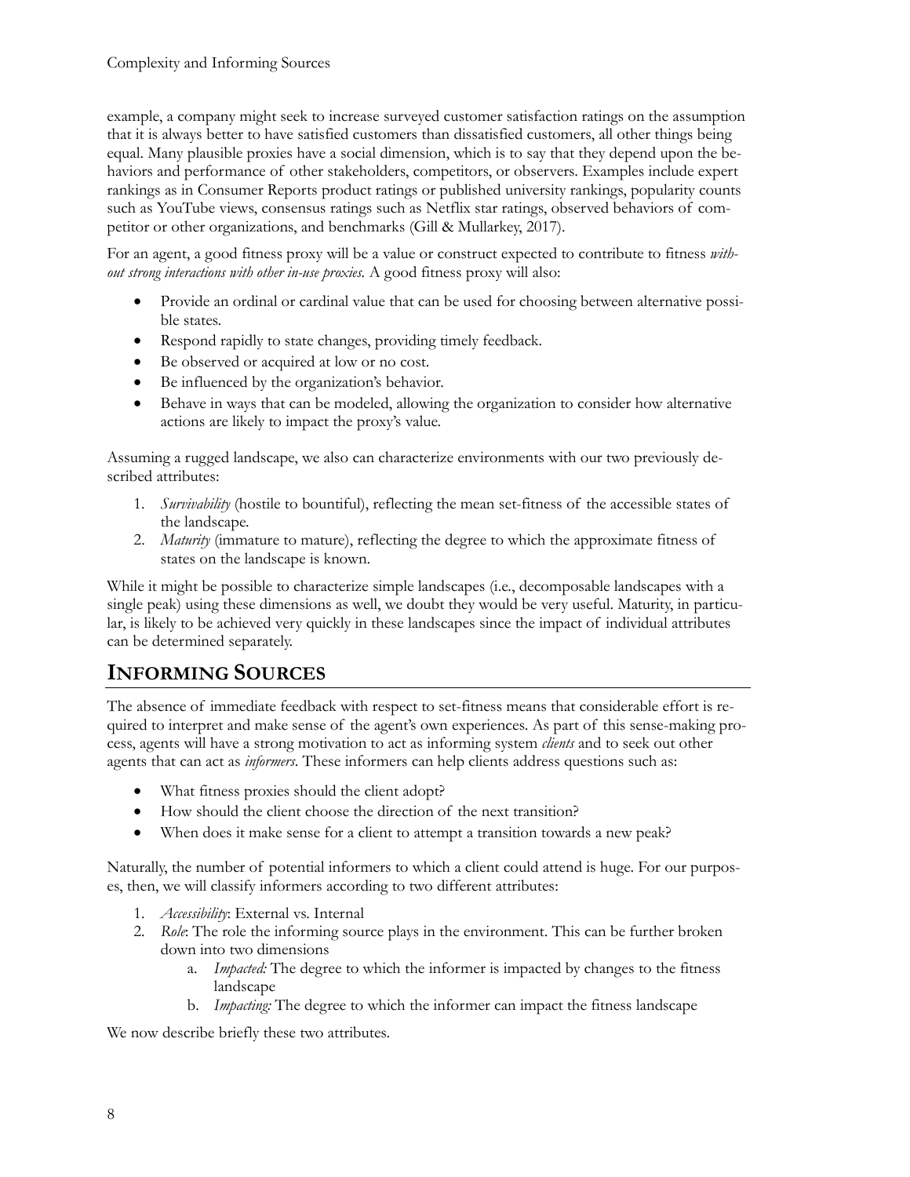example, a company might seek to increase surveyed customer satisfaction ratings on the assumption that it is always better to have satisfied customers than dissatisfied customers, all other things being equal. Many plausible proxies have a social dimension, which is to say that they depend upon the behaviors and performance of other stakeholders, competitors, or observers. Examples include expert rankings as in Consumer Reports product ratings or published university rankings, popularity counts such as YouTube views, consensus ratings such as Netflix star ratings, observed behaviors of competitor or other organizations, and benchmarks (Gill & Mullarkey, 2017).

For an agent, a good fitness proxy will be a value or construct expected to contribute to fitness *without strong interactions with other in-use proxies.* A good fitness proxy will also:

- Provide an ordinal or cardinal value that can be used for choosing between alternative possible states.
- Respond rapidly to state changes, providing timely feedback.
- Be observed or acquired at low or no cost.
- Be influenced by the organization's behavior.
- Behave in ways that can be modeled, allowing the organization to consider how alternative actions are likely to impact the proxy's value.

Assuming a rugged landscape, we also can characterize environments with our two previously described attributes:

1. *Survivability* (hostile to bountiful), reflecting the mean set-fitness of the accessible states of the landscape.
2. *Maturity* (immature to mature), reflecting the degree to which the approximate fitness of states on the landscape is known.

While it might be possible to characterize simple landscapes (i.e., decomposable landscapes with a single peak) using these dimensions as well, we doubt they would be very useful. Maturity, in particular, is likely to be achieved very quickly in these landscapes since the impact of individual attributes can be determined separately.

## INFORMING SOURCES

The absence of immediate feedback with respect to set-fitness means that considerable effort is required to interpret and make sense of the agent's own experiences. As part of this sense-making process, agents will have a strong motivation to act as informing system *clients* and to seek out other agents that can act as *informers*. These informers can help clients address questions such as:

- What fitness proxies should the client adopt?
- How should the client choose the direction of the next transition?
- When does it make sense for a client to attempt a transition towards a new peak?

Naturally, the number of potential informers to which a client could attend is huge. For our purposes, then, we will classify informers according to two different attributes:

1. *Accessibility*: External vs. Internal
2. *Role*: The role the informing source plays in the environment. This can be further broken down into two dimensions
   a. *Impacted:* The degree to which the informer is impacted by changes to the fitness landscape
   b. *Impacting:* The degree to which the informer can impact the fitness landscape

We now describe briefly these two attributes.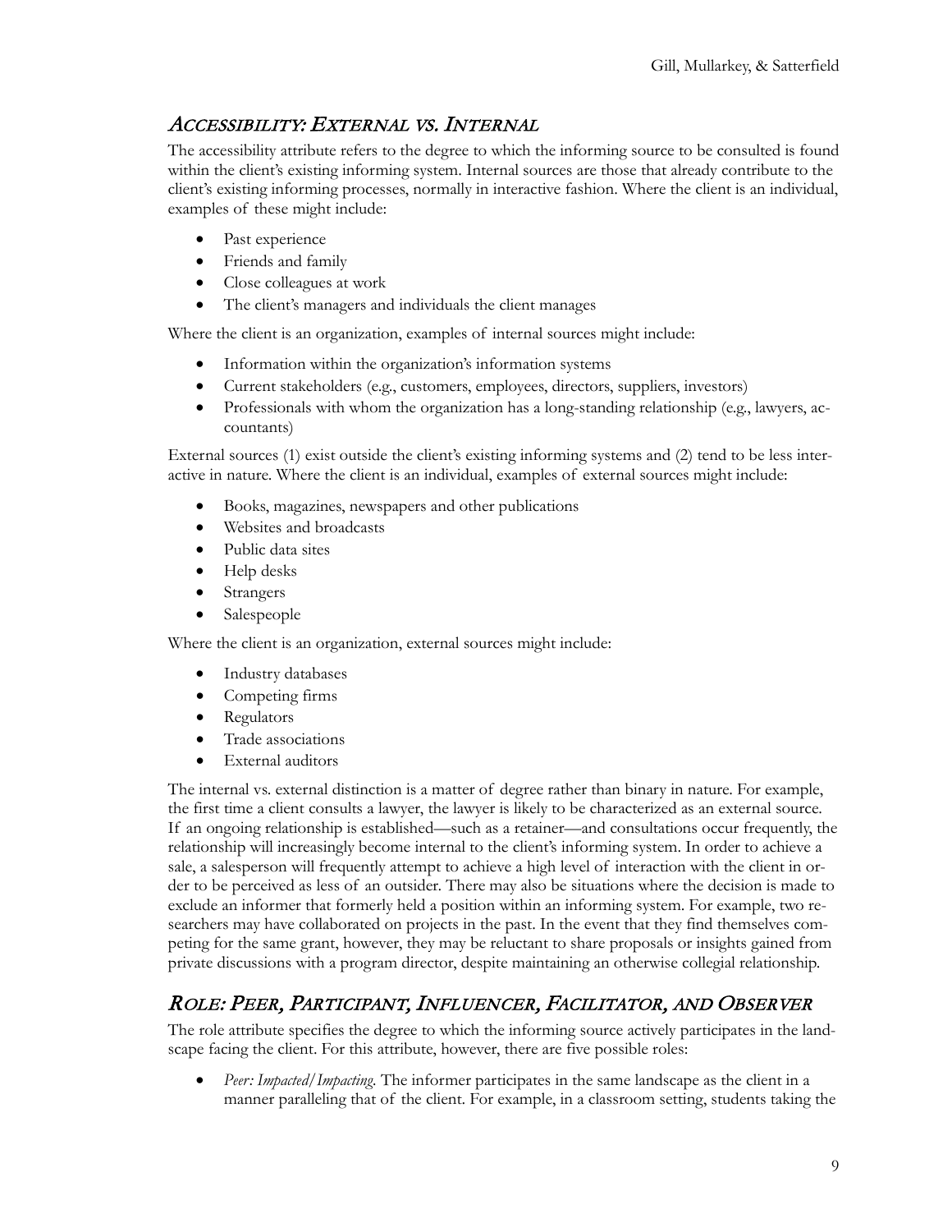## *Accessibility: External vs. Internal*

The accessibility attribute refers to the degree to which the informing source to be consulted is found within the client's existing informing system. Internal sources are those that already contribute to the client's existing informing processes, normally in interactive fashion. Where the client is an individual, examples of these might include:

- Past experience
- Friends and family
- Close colleagues at work
- The client's managers and individuals the client manages

Where the client is an organization, examples of internal sources might include:

- Information within the organization's information systems
- Current stakeholders (e.g., customers, employees, directors, suppliers, investors)
- Professionals with whom the organization has a long-standing relationship (e.g., lawyers, accountants)

External sources (1) exist outside the client's existing informing systems and (2) tend to be less interactive in nature. Where the client is an individual, examples of external sources might include:

- Books, magazines, newspapers and other publications
- Websites and broadcasts
- Public data sites
- Help desks
- Strangers
- Salespeople

Where the client is an organization, external sources might include:

- Industry databases
- Competing firms
- Regulators
- Trade associations
- External auditors

The internal vs. external distinction is a matter of degree rather than binary in nature. For example, the first time a client consults a lawyer, the lawyer is likely to be characterized as an external source. If an ongoing relationship is established—such as a retainer—and consultations occur frequently, the relationship will increasingly become internal to the client's informing system. In order to achieve a sale, a salesperson will frequently attempt to achieve a high level of interaction with the client in order to be perceived as less of an outsider. There may also be situations where the decision is made to exclude an informer that formerly held a position within an informing system. For example, two researchers may have collaborated on projects in the past. In the event that they find themselves competing for the same grant, however, they may be reluctant to share proposals or insights gained from private discussions with a program director, despite maintaining an otherwise collegial relationship.

## *Role: Peer, Participant, Influencer, Facilitator, and Observer*

The role attribute specifies the degree to which the informing source actively participates in the landscape facing the client. For this attribute, however, there are five possible roles:

- *Peer: Impacted/Impacting.* The informer participates in the same landscape as the client in a manner paralleling that of the client. For example, in a classroom setting, students taking the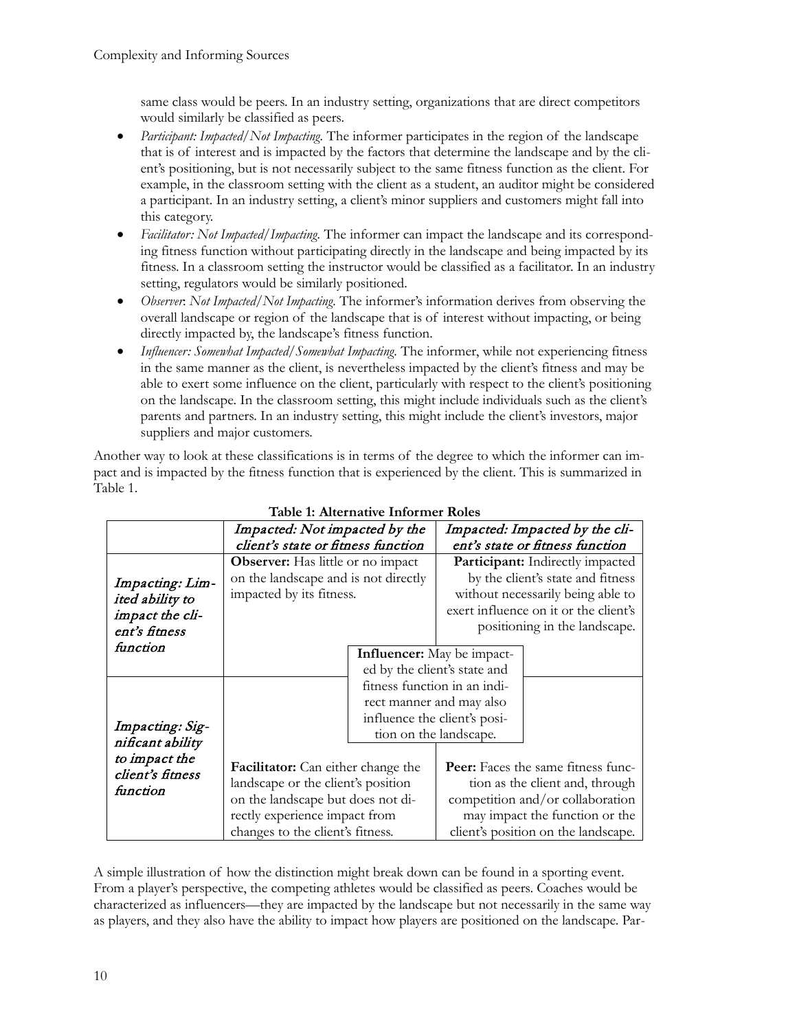same class would be peers. In an industry setting, organizations that are direct competitors would similarly be classified as peers.

- *Participant: Impacted/Not Impacting*. The informer participates in the region of the landscape that is of interest and is impacted by the factors that determine the landscape and by the client's positioning, but is not necessarily subject to the same fitness function as the client. For example, in the classroom setting with the client as a student, an auditor might be considered a participant. In an industry setting, a client's minor suppliers and customers might fall into this category.
- *Facilitator: Not Impacted/Impacting*. The informer can impact the landscape and its corresponding fitness function without participating directly in the landscape and being impacted by its fitness. In a classroom setting the instructor would be classified as a facilitator. In an industry setting, regulators would be similarly positioned.
- *Observer*: *Not Impacted/Not Impacting*. The informer's information derives from observing the overall landscape or region of the landscape that is of interest without impacting, or being directly impacted by, the landscape's fitness function.
- *Influencer: Somewhat Impacted/Somewhat Impacting*. The informer, while not experiencing fitness in the same manner as the client, is nevertheless impacted by the client's fitness and may be able to exert some influence on the client, particularly with respect to the client's positioning on the landscape. In the classroom setting, this might include individuals such as the client's parents and partners. In an industry setting, this might include the client's investors, major suppliers and major customers.

Another way to look at these classifications is in terms of the degree to which the informer can impact and is impacted by the fitness function that is experienced by the client. This is summarized in Table 1.

**Table 1: Alternative Informer Roles**

| | *Impacted: Not impacted by the client's state or fitness function* | *Impacted: Impacted by the client's state or fitness function* |
|---|---|---|
| *Impacting: Limited ability to impact the client's fitness function* | **Observer:** Has little or no impact on the landscape and is not directly impacted by its fitness. | **Participant:** Indirectly impacted by the client's state and fitness without necessarily being able to exert influence on it or the client's positioning in the landscape. |
| | **Influencer:** May be impacted by the client's state and fitness function in an indirect manner and may also influence the client's position on the landscape. | |
| *Impacting: Significant ability to impact the client's fitness function* | **Facilitator:** Can either change the landscape or the client's position on the landscape but does not directly experience impact from changes to the client's fitness. | **Peer:** Faces the same fitness function as the client and, through competition and/or collaboration may impact the function or the client's position on the landscape. |

A simple illustration of how the distinction might break down can be found in a sporting event. From a player's perspective, the competing athletes would be classified as peers. Coaches would be characterized as influencers—they are impacted by the landscape but not necessarily in the same way as players, and they also have the ability to impact how players are positioned on the landscape. Par-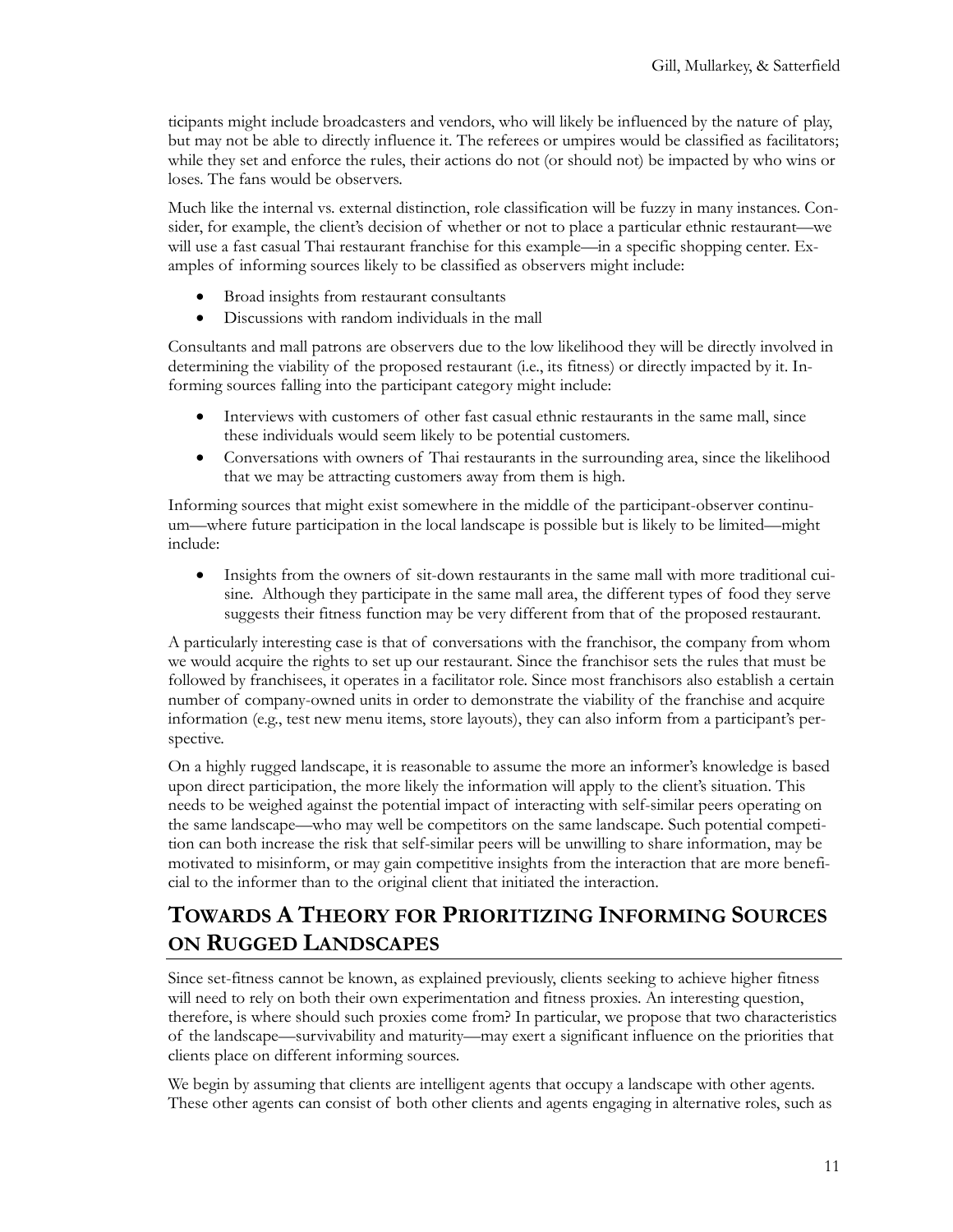ticipants might include broadcasters and vendors, who will likely be influenced by the nature of play, but may not be able to directly influence it. The referees or umpires would be classified as facilitators; while they set and enforce the rules, their actions do not (or should not) be impacted by who wins or loses. The fans would be observers.

Much like the internal vs. external distinction, role classification will be fuzzy in many instances. Consider, for example, the client's decision of whether or not to place a particular ethnic restaurant—we will use a fast casual Thai restaurant franchise for this example—in a specific shopping center. Examples of informing sources likely to be classified as observers might include:

- Broad insights from restaurant consultants
- Discussions with random individuals in the mall

Consultants and mall patrons are observers due to the low likelihood they will be directly involved in determining the viability of the proposed restaurant (i.e., its fitness) or directly impacted by it. Informing sources falling into the participant category might include:

- Interviews with customers of other fast casual ethnic restaurants in the same mall, since these individuals would seem likely to be potential customers.
- Conversations with owners of Thai restaurants in the surrounding area, since the likelihood that we may be attracting customers away from them is high.

Informing sources that might exist somewhere in the middle of the participant-observer continuum—where future participation in the local landscape is possible but is likely to be limited—might include:

- Insights from the owners of sit-down restaurants in the same mall with more traditional cuisine. Although they participate in the same mall area, the different types of food they serve suggests their fitness function may be very different from that of the proposed restaurant.

A particularly interesting case is that of conversations with the franchisor, the company from whom we would acquire the rights to set up our restaurant. Since the franchisor sets the rules that must be followed by franchisees, it operates in a facilitator role. Since most franchisors also establish a certain number of company-owned units in order to demonstrate the viability of the franchise and acquire information (e.g., test new menu items, store layouts), they can also inform from a participant's perspective.

On a highly rugged landscape, it is reasonable to assume the more an informer's knowledge is based upon direct participation, the more likely the information will apply to the client's situation. This needs to be weighed against the potential impact of interacting with self-similar peers operating on the same landscape—who may well be competitors on the same landscape. Such potential competition can both increase the risk that self-similar peers will be unwilling to share information, may be motivated to misinform, or may gain competitive insights from the interaction that are more beneficial to the informer than to the original client that initiated the interaction.

## Towards a Theory for Prioritizing Informing Sources on Rugged Landscapes

Since set-fitness cannot be known, as explained previously, clients seeking to achieve higher fitness will need to rely on both their own experimentation and fitness proxies. An interesting question, therefore, is where should such proxies come from? In particular, we propose that two characteristics of the landscape—survivability and maturity—may exert a significant influence on the priorities that clients place on different informing sources.

We begin by assuming that clients are intelligent agents that occupy a landscape with other agents. These other agents can consist of both other clients and agents engaging in alternative roles, such as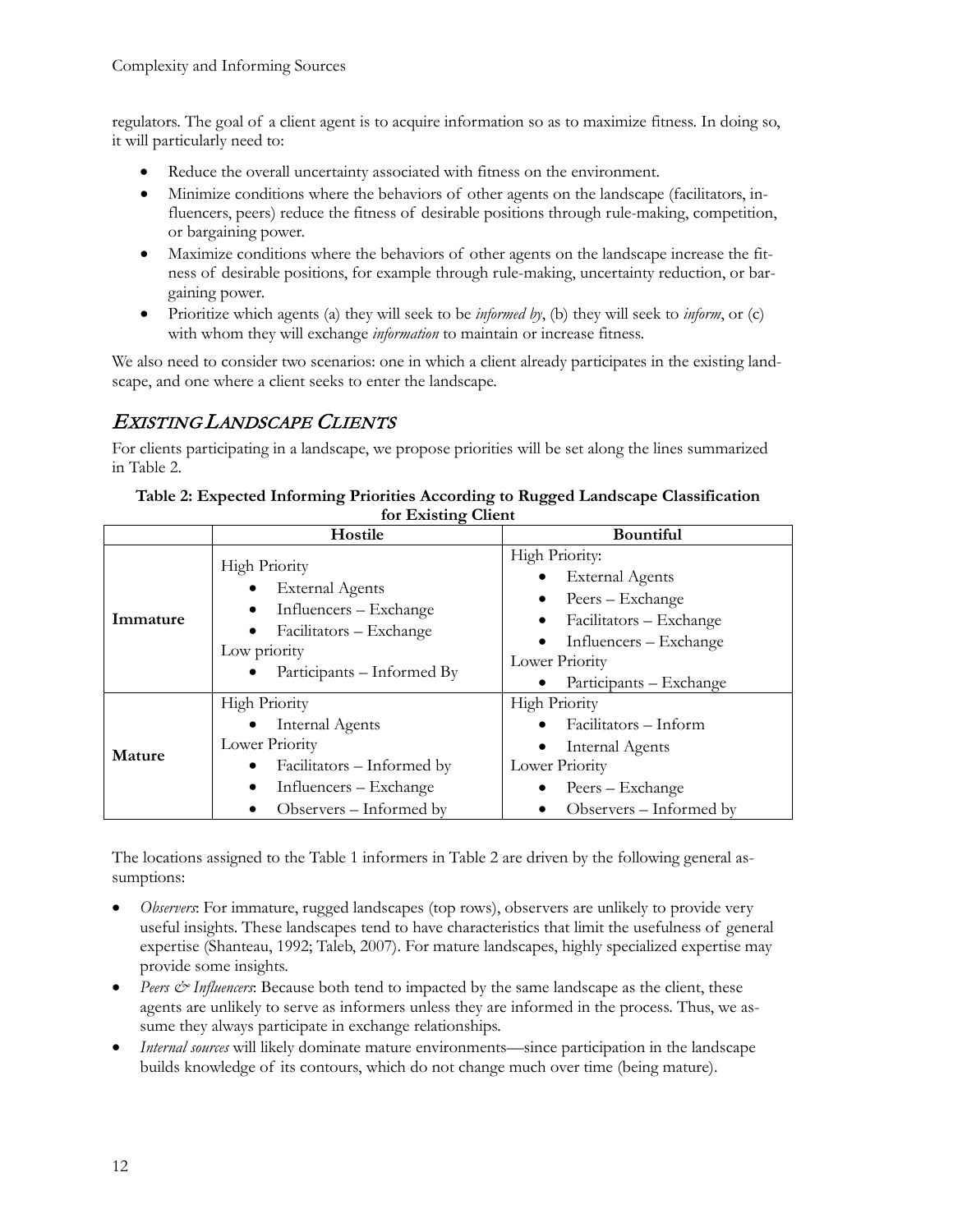regulators. The goal of a client agent is to acquire information so as to maximize fitness. In doing so, it will particularly need to:

- Reduce the overall uncertainty associated with fitness on the environment.
- Minimize conditions where the behaviors of other agents on the landscape (facilitators, influencers, peers) reduce the fitness of desirable positions through rule-making, competition, or bargaining power.
- Maximize conditions where the behaviors of other agents on the landscape increase the fitness of desirable positions, for example through rule-making, uncertainty reduction, or bargaining power.
- Prioritize which agents (a) they will seek to be *informed by*, (b) they will seek to *inform*, or (c) with whom they will exchange *information* to maintain or increase fitness.

We also need to consider two scenarios: one in which a client already participates in the existing landscape, and one where a client seeks to enter the landscape.

## *Existing Landscape Clients*

For clients participating in a landscape, we propose priorities will be set along the lines summarized in Table 2.

**Table 2: Expected Informing Priorities According to Rugged Landscape Classification for Existing Client**

| | Hostile | Bountiful |
|---|---|---|
| **Immature** | High Priority<br>• External Agents<br>• Influencers – Exchange<br>• Facilitators – Exchange<br>Low priority<br>• Participants – Informed By | High Priority:<br>• External Agents<br>• Peers – Exchange<br>• Facilitators – Exchange<br>• Influencers – Exchange<br>Lower Priority<br>• Participants – Exchange |
| **Mature** | High Priority<br>• Internal Agents<br>Lower Priority<br>• Facilitators – Informed by<br>• Influencers – Exchange<br>• Observers – Informed by | High Priority<br>• Facilitators – Inform<br>• Internal Agents<br>Lower Priority<br>• Peers – Exchange<br>• Observers – Informed by |

The locations assigned to the Table 1 informers in Table 2 are driven by the following general assumptions:

- *Observers*: For immature, rugged landscapes (top rows), observers are unlikely to provide very useful insights. These landscapes tend to have characteristics that limit the usefulness of general expertise (Shanteau, 1992; Taleb, 2007). For mature landscapes, highly specialized expertise may provide some insights.
- *Peers & Influencers*: Because both tend to impacted by the same landscape as the client, these agents are unlikely to serve as informers unless they are informed in the process. Thus, we assume they always participate in exchange relationships.
- *Internal sources* will likely dominate mature environments—since participation in the landscape builds knowledge of its contours, which do not change much over time (being mature).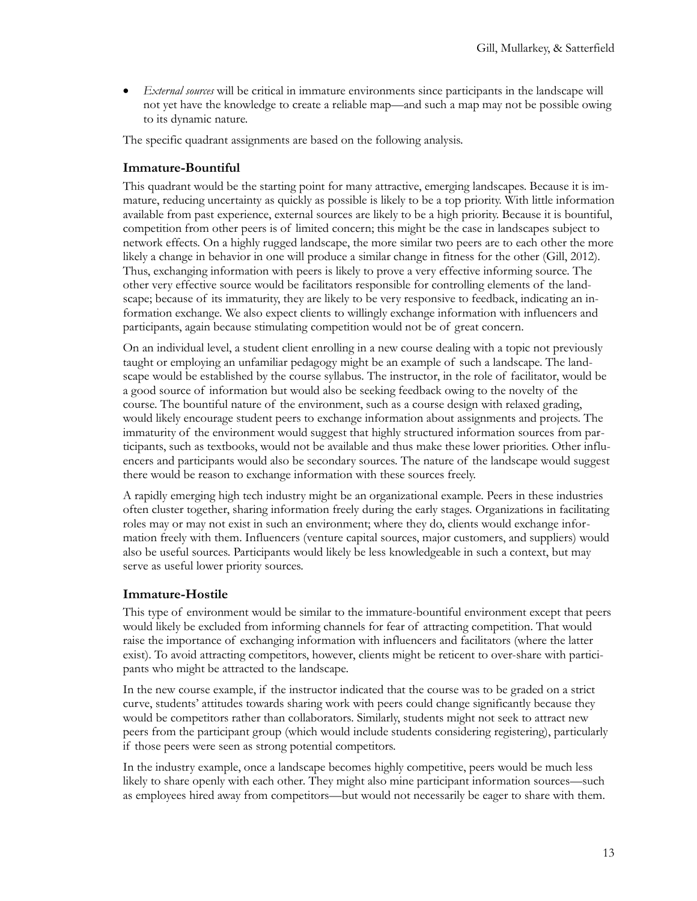- *External sources* will be critical in immature environments since participants in the landscape will not yet have the knowledge to create a reliable map—and such a map may not be possible owing to its dynamic nature.

The specific quadrant assignments are based on the following analysis.

### Immature-Bountiful

This quadrant would be the starting point for many attractive, emerging landscapes. Because it is immature, reducing uncertainty as quickly as possible is likely to be a top priority. With little information available from past experience, external sources are likely to be a high priority. Because it is bountiful, competition from other peers is of limited concern; this might be the case in landscapes subject to network effects. On a highly rugged landscape, the more similar two peers are to each other the more likely a change in behavior in one will produce a similar change in fitness for the other (Gill, 2012). Thus, exchanging information with peers is likely to prove a very effective informing source. The other very effective source would be facilitators responsible for controlling elements of the landscape; because of its immaturity, they are likely to be very responsive to feedback, indicating an information exchange. We also expect clients to willingly exchange information with influencers and participants, again because stimulating competition would not be of great concern.

On an individual level, a student client enrolling in a new course dealing with a topic not previously taught or employing an unfamiliar pedagogy might be an example of such a landscape. The landscape would be established by the course syllabus. The instructor, in the role of facilitator, would be a good source of information but would also be seeking feedback owing to the novelty of the course. The bountiful nature of the environment, such as a course design with relaxed grading, would likely encourage student peers to exchange information about assignments and projects. The immaturity of the environment would suggest that highly structured information sources from participants, such as textbooks, would not be available and thus make these lower priorities. Other influencers and participants would also be secondary sources. The nature of the landscape would suggest there would be reason to exchange information with these sources freely.

A rapidly emerging high tech industry might be an organizational example. Peers in these industries often cluster together, sharing information freely during the early stages. Organizations in facilitating roles may or may not exist in such an environment; where they do, clients would exchange information freely with them. Influencers (venture capital sources, major customers, and suppliers) would also be useful sources. Participants would likely be less knowledgeable in such a context, but may serve as useful lower priority sources.

### Immature-Hostile

This type of environment would be similar to the immature-bountiful environment except that peers would likely be excluded from informing channels for fear of attracting competition. That would raise the importance of exchanging information with influencers and facilitators (where the latter exist). To avoid attracting competitors, however, clients might be reticent to over-share with participants who might be attracted to the landscape.

In the new course example, if the instructor indicated that the course was to be graded on a strict curve, students' attitudes towards sharing work with peers could change significantly because they would be competitors rather than collaborators. Similarly, students might not seek to attract new peers from the participant group (which would include students considering registering), particularly if those peers were seen as strong potential competitors.

In the industry example, once a landscape becomes highly competitive, peers would be much less likely to share openly with each other. They might also mine participant information sources—such as employees hired away from competitors—but would not necessarily be eager to share with them.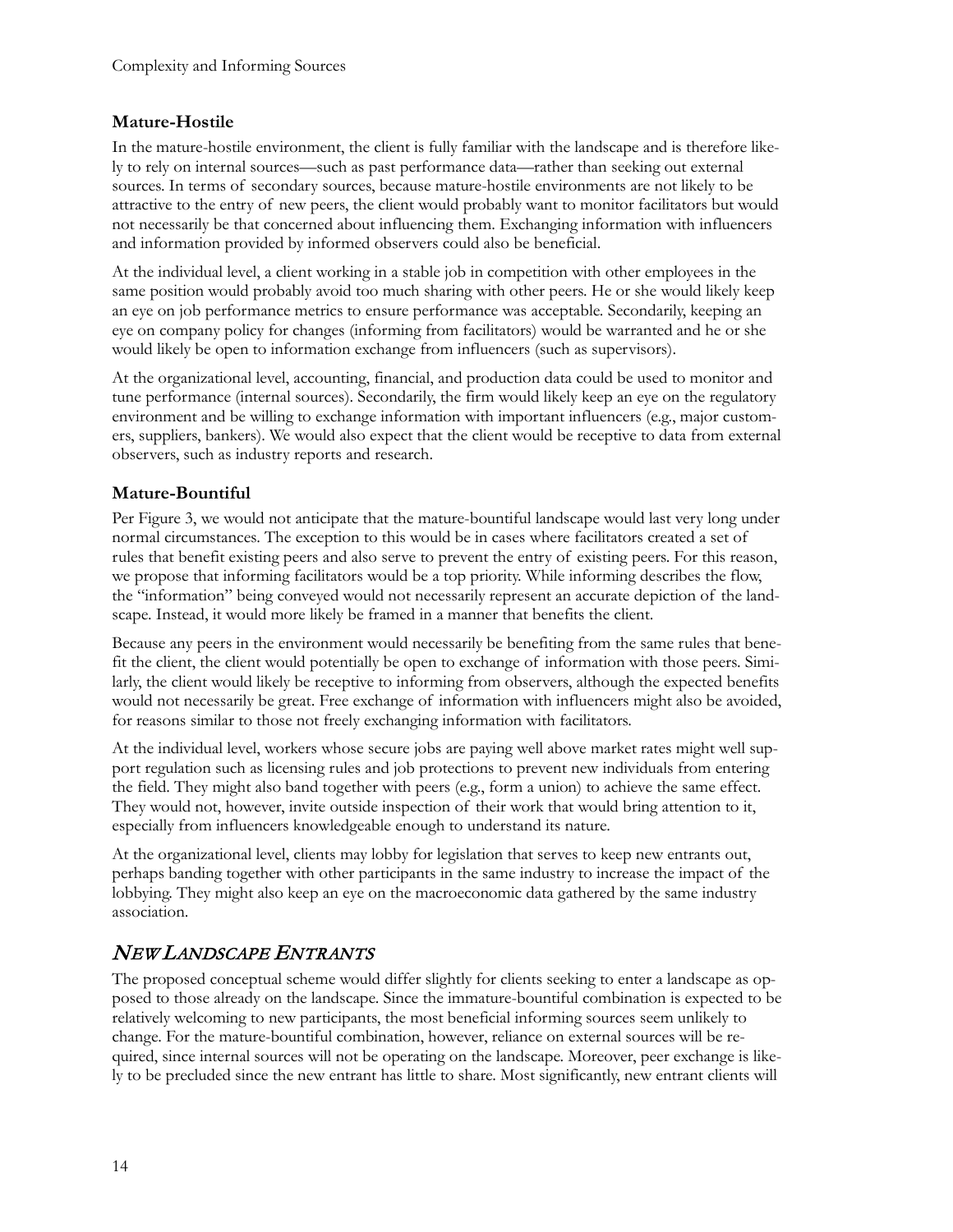### Mature-Hostile

In the mature-hostile environment, the client is fully familiar with the landscape and is therefore likely to rely on internal sources—such as past performance data—rather than seeking out external sources. In terms of secondary sources, because mature-hostile environments are not likely to be attractive to the entry of new peers, the client would probably want to monitor facilitators but would not necessarily be that concerned about influencing them. Exchanging information with influencers and information provided by informed observers could also be beneficial.

At the individual level, a client working in a stable job in competition with other employees in the same position would probably avoid too much sharing with other peers. He or she would likely keep an eye on job performance metrics to ensure performance was acceptable. Secondarily, keeping an eye on company policy for changes (informing from facilitators) would be warranted and he or she would likely be open to information exchange from influencers (such as supervisors).

At the organizational level, accounting, financial, and production data could be used to monitor and tune performance (internal sources). Secondarily, the firm would likely keep an eye on the regulatory environment and be willing to exchange information with important influencers (e.g., major customers, suppliers, bankers). We would also expect that the client would be receptive to data from external observers, such as industry reports and research.

### Mature-Bountiful

Per Figure 3, we would not anticipate that the mature-bountiful landscape would last very long under normal circumstances. The exception to this would be in cases where facilitators created a set of rules that benefit existing peers and also serve to prevent the entry of existing peers. For this reason, we propose that informing facilitators would be a top priority. While informing describes the flow, the "information" being conveyed would not necessarily represent an accurate depiction of the landscape. Instead, it would more likely be framed in a manner that benefits the client.

Because any peers in the environment would necessarily be benefiting from the same rules that benefit the client, the client would potentially be open to exchange of information with those peers. Similarly, the client would likely be receptive to informing from observers, although the expected benefits would not necessarily be great. Free exchange of information with influencers might also be avoided, for reasons similar to those not freely exchanging information with facilitators.

At the individual level, workers whose secure jobs are paying well above market rates might well support regulation such as licensing rules and job protections to prevent new individuals from entering the field. They might also band together with peers (e.g., form a union) to achieve the same effect. They would not, however, invite outside inspection of their work that would bring attention to it, especially from influencers knowledgeable enough to understand its nature.

At the organizational level, clients may lobby for legislation that serves to keep new entrants out, perhaps banding together with other participants in the same industry to increase the impact of the lobbying. They might also keep an eye on the macroeconomic data gathered by the same industry association.

## *New Landscape Entrants*

The proposed conceptual scheme would differ slightly for clients seeking to enter a landscape as opposed to those already on the landscape. Since the immature-bountiful combination is expected to be relatively welcoming to new participants, the most beneficial informing sources seem unlikely to change. For the mature-bountiful combination, however, reliance on external sources will be required, since internal sources will not be operating on the landscape. Moreover, peer exchange is likely to be precluded since the new entrant has little to share. Most significantly, new entrant clients will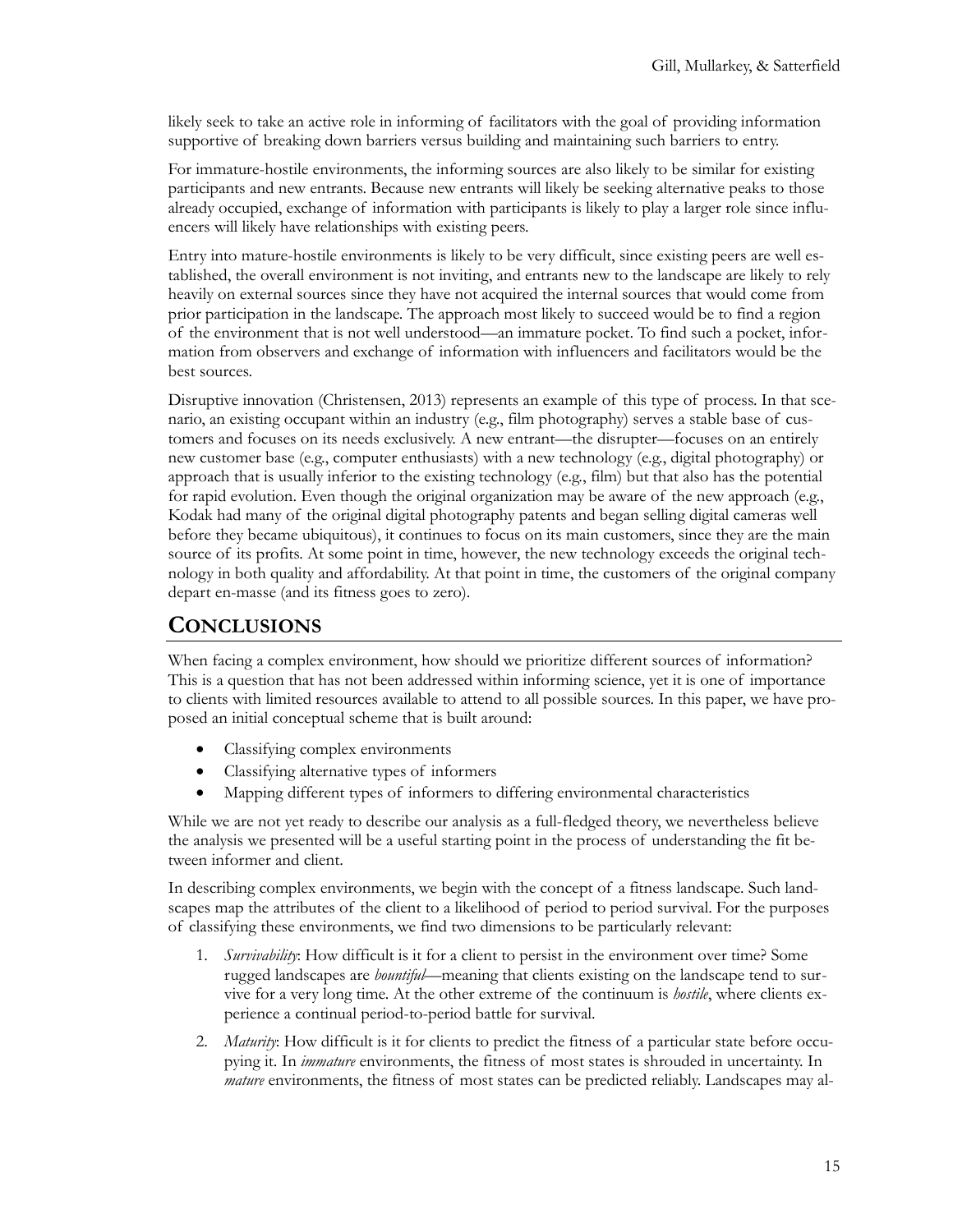likely seek to take an active role in informing of facilitators with the goal of providing information supportive of breaking down barriers versus building and maintaining such barriers to entry.

For immature-hostile environments, the informing sources are also likely to be similar for existing participants and new entrants. Because new entrants will likely be seeking alternative peaks to those already occupied, exchange of information with participants is likely to play a larger role since influencers will likely have relationships with existing peers.

Entry into mature-hostile environments is likely to be very difficult, since existing peers are well established, the overall environment is not inviting, and entrants new to the landscape are likely to rely heavily on external sources since they have not acquired the internal sources that would come from prior participation in the landscape. The approach most likely to succeed would be to find a region of the environment that is not well understood—an immature pocket. To find such a pocket, information from observers and exchange of information with influencers and facilitators would be the best sources.

Disruptive innovation (Christensen, 2013) represents an example of this type of process. In that scenario, an existing occupant within an industry (e.g., film photography) serves a stable base of customers and focuses on its needs exclusively. A new entrant—the disrupter—focuses on an entirely new customer base (e.g., computer enthusiasts) with a new technology (e.g., digital photography) or approach that is usually inferior to the existing technology (e.g., film) but that also has the potential for rapid evolution. Even though the original organization may be aware of the new approach (e.g., Kodak had many of the original digital photography patents and began selling digital cameras well before they became ubiquitous), it continues to focus on its main customers, since they are the main source of its profits. At some point in time, however, the new technology exceeds the original technology in both quality and affordability. At that point in time, the customers of the original company depart en-masse (and its fitness goes to zero).

## CONCLUSIONS

When facing a complex environment, how should we prioritize different sources of information? This is a question that has not been addressed within informing science, yet it is one of importance to clients with limited resources available to attend to all possible sources. In this paper, we have proposed an initial conceptual scheme that is built around:

- Classifying complex environments
- Classifying alternative types of informers
- Mapping different types of informers to differing environmental characteristics

While we are not yet ready to describe our analysis as a full-fledged theory, we nevertheless believe the analysis we presented will be a useful starting point in the process of understanding the fit between informer and client.

In describing complex environments, we begin with the concept of a fitness landscape. Such landscapes map the attributes of the client to a likelihood of period to period survival. For the purposes of classifying these environments, we find two dimensions to be particularly relevant:

1. *Survivability*: How difficult is it for a client to persist in the environment over time? Some rugged landscapes are *bountiful*—meaning that clients existing on the landscape tend to survive for a very long time. At the other extreme of the continuum is *hostile*, where clients experience a continual period-to-period battle for survival.
2. *Maturity*: How difficult is it for clients to predict the fitness of a particular state before occupying it. In *immature* environments, the fitness of most states is shrouded in uncertainty. In *mature* environments, the fitness of most states can be predicted reliably. Landscapes may al-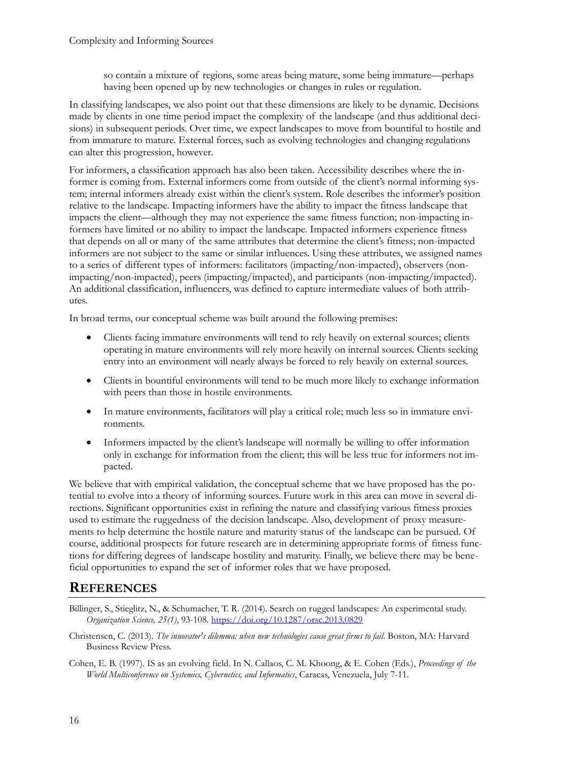so contain a mixture of regions, some areas being mature, some being immature—perhaps having been opened up by new technologies or changes in rules or regulation.

In classifying landscapes, we also point out that these dimensions are likely to be dynamic. Decisions made by clients in one time period impact the complexity of the landscape (and thus additional decisions) in subsequent periods. Over time, we expect landscapes to move from bountiful to hostile and from immature to mature. External forces, such as evolving technologies and changing regulations can alter this progression, however.

For informers, a classification approach has also been taken. Accessibility describes where the informer is coming from. External informers come from outside of the client's normal informing system; internal informers already exist within the client's system. Role describes the informer's position relative to the landscape. Impacting informers have the ability to impact the fitness landscape that impacts the client—although they may not experience the same fitness function; non-impacting informers have limited or no ability to impact the landscape. Impacted informers experience fitness that depends on all or many of the same attributes that determine the client's fitness; non-impacted informers are not subject to the same or similar influences. Using these attributes, we assigned names to a series of different types of informers: facilitators (impacting/non-impacted), observers (non-impacting/non-impacted), peers (impacting/impacted), and participants (non-impacting/impacted). An additional classification, influencers, was defined to capture intermediate values of both attributes.

In broad terms, our conceptual scheme was built around the following premises:

- Clients facing immature environments will tend to rely heavily on external sources; clients operating in mature environments will rely more heavily on internal sources. Clients seeking entry into an environment will nearly always be forced to rely heavily on external sources.
- Clients in bountiful environments will tend to be much more likely to exchange information with peers than those in hostile environments.
- In mature environments, facilitators will play a critical role; much less so in immature environments.
- Informers impacted by the client's landscape will normally be willing to offer information only in exchange for information from the client; this will be less true for informers not impacted.

We believe that with empirical validation, the conceptual scheme that we have proposed has the potential to evolve into a theory of informing sources. Future work in this area can move in several directions. Significant opportunities exist in refining the nature and classifying various fitness proxies used to estimate the ruggedness of the decision landscape. Also, development of proxy measurements to help determine the hostile nature and maturity status of the landscape can be pursued. Of course, additional prospects for future research are in determining appropriate forms of fitness functions for differing degrees of landscape hostility and maturity. Finally, we believe there may be beneficial opportunities to expand the set of informer roles that we have proposed.

## REFERENCES

Billinger, S., Stieglitz, N., & Schumacher, T. R. (2014). Search on rugged landscapes: An experimental study. *Organization Science, 25(1)*, 93-108. https://doi.org/10.1287/orsc.2013.0829

Christensen, C. (2013). *The innovator's dilemma: when new technologies cause great firms to fail.* Boston, MA: Harvard Business Review Press.

Cohen, E. B. (1997). IS as an evolving field. In N. Callaos, C. M. Khoong, & E. Cohen (Eds.), *Proceedings of the World Multiconference on Systemics, Cybernetics, and Informatics*, Caracas, Venezuela, July 7-11.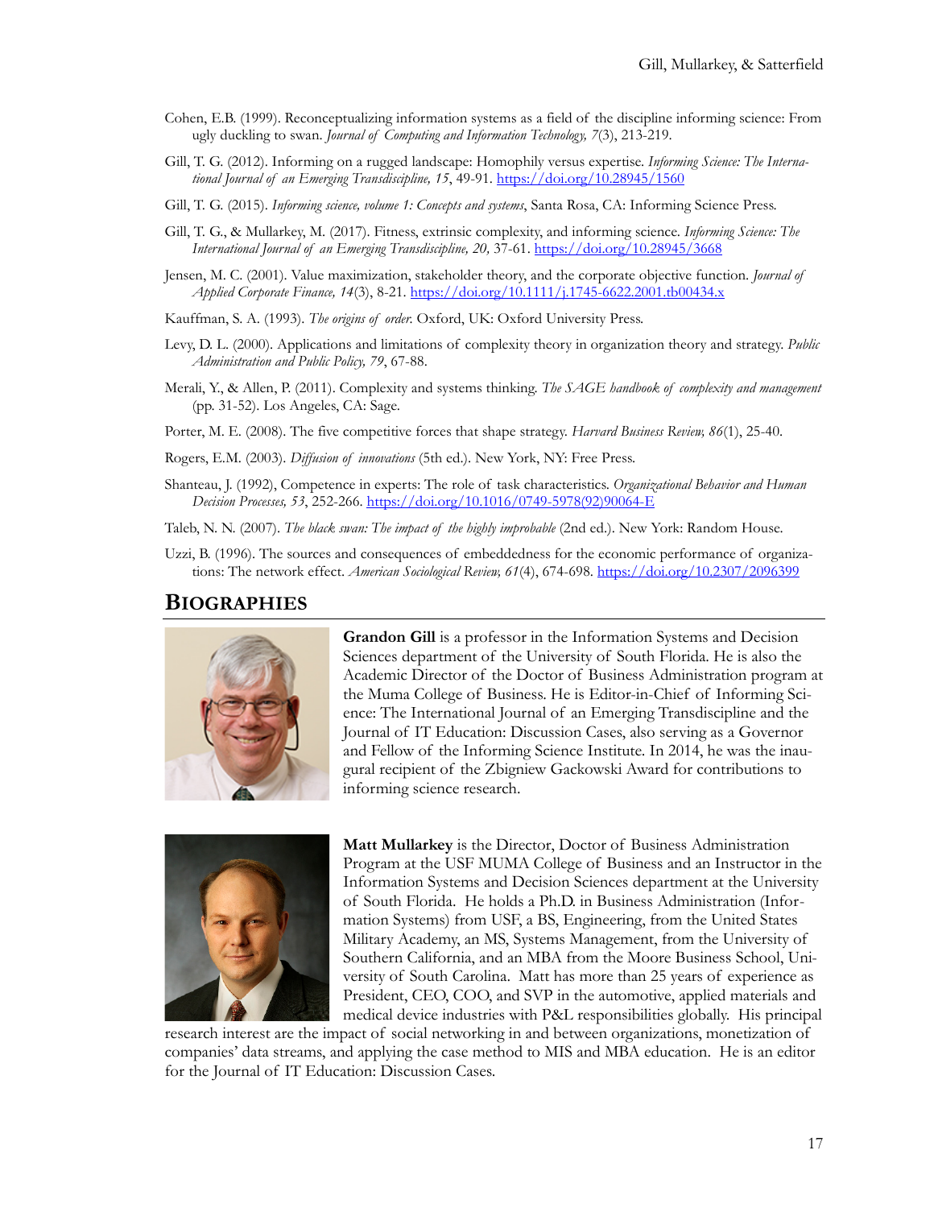Cohen, E.B. (1999). Reconceptualizing information systems as a field of the discipline informing science: From ugly duckling to swan. *Journal of Computing and Information Technology, 7*(3), 213-219.

Gill, T. G. (2012). Informing on a rugged landscape: Homophily versus expertise. *Informing Science: The International Journal of an Emerging Transdiscipline, 15*, 49-91. https://doi.org/10.28945/1560

Gill, T. G. (2015). *Informing science, volume 1: Concepts and systems*, Santa Rosa, CA: Informing Science Press.

Gill, T. G., & Mullarkey, M. (2017). Fitness, extrinsic complexity, and informing science. *Informing Science: The International Journal of an Emerging Transdiscipline, 20,* 37-61. https://doi.org/10.28945/3668

Jensen, M. C. (2001). Value maximization, stakeholder theory, and the corporate objective function. *Journal of Applied Corporate Finance, 14*(3), 8-21. https://doi.org/10.1111/j.1745-6622.2001.tb00434.x

Kauffman, S. A. (1993). *The origins of order.* Oxford, UK: Oxford University Press.

Levy, D. L. (2000). Applications and limitations of complexity theory in organization theory and strategy. *Public Administration and Public Policy, 79*, 67-88.

Merali, Y., & Allen, P. (2011). Complexity and systems thinking. *The SAGE handbook of complexity and management* (pp. 31-52). Los Angeles, CA: Sage.

Porter, M. E. (2008). The five competitive forces that shape strategy. *Harvard Business Review, 86*(1), 25-40.

Rogers, E.M. (2003). *Diffusion of innovations* (5th ed.). New York, NY: Free Press.

Shanteau, J. (1992), Competence in experts: The role of task characteristics. *Organizational Behavior and Human Decision Processes, 53*, 252-266. https://doi.org/10.1016/0749-5978(92)90064-E

Taleb, N. N. (2007). *The black swan: The impact of the highly improbable* (2nd ed.). New York: Random House.

Uzzi, B. (1996). The sources and consequences of embeddedness for the economic performance of organizations: The network effect. *American Sociological Review, 61*(4), 674-698. https://doi.org/10.2307/2096399

## BIOGRAPHIES

**Grandon Gill** is a professor in the Information Systems and Decision Sciences department of the University of South Florida. He is also the Academic Director of the Doctor of Business Administration program at the Muma College of Business. He is Editor-in-Chief of Informing Science: The International Journal of an Emerging Transdiscipline and the Journal of IT Education: Discussion Cases, also serving as a Governor and Fellow of the Informing Science Institute. In 2014, he was the inaugural recipient of the Zbigniew Gackowski Award for contributions to informing science research.

**Matt Mullarkey** is the Director, Doctor of Business Administration Program at the USF MUMA College of Business and an Instructor in the Information Systems and Decision Sciences department at the University of South Florida. He holds a Ph.D. in Business Administration (Information Systems) from USF, a BS, Engineering, from the United States Military Academy, an MS, Systems Management, from the University of Southern California, and an MBA from the Moore Business School, University of South Carolina. Matt has more than 25 years of experience as President, CEO, COO, and SVP in the automotive, applied materials and medical device industries with P&L responsibilities globally. His principal research interest are the impact of social networking in and between organizations, monetization of companies' data streams, and applying the case method to MIS and MBA education. He is an editor for the Journal of IT Education: Discussion Cases.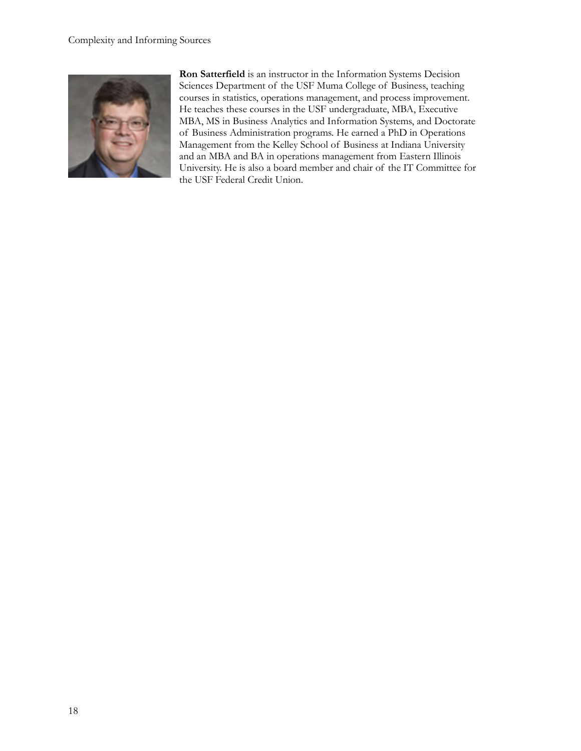**Ron Satterfield** is an instructor in the Information Systems Decision Sciences Department of the USF Muma College of Business, teaching courses in statistics, operations management, and process improvement. He teaches these courses in the USF undergraduate, MBA, Executive MBA, MS in Business Analytics and Information Systems, and Doctorate of Business Administration programs. He earned a PhD in Operations Management from the Kelley School of Business at Indiana University and an MBA and BA in operations management from Eastern Illinois University. He is also a board member and chair of the IT Committee for the USF Federal Credit Union.